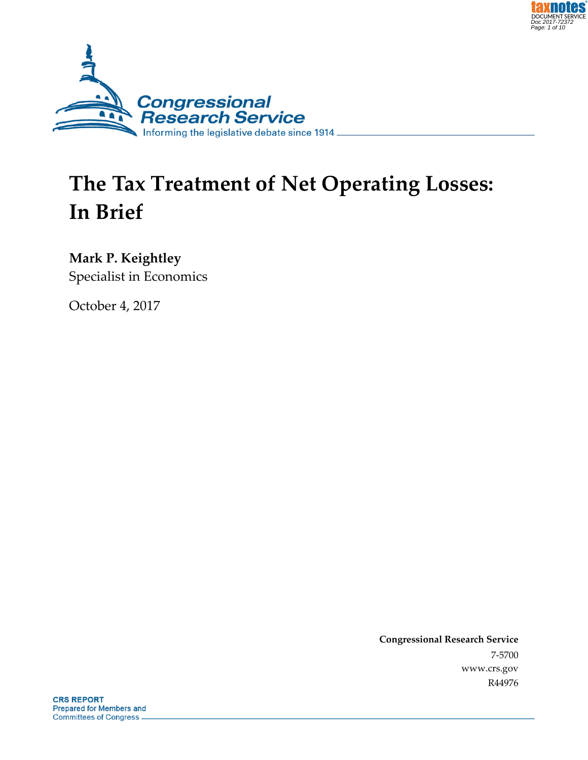# The Tax Treatment of Net Operating Losses: In Brief

**Mark P. Keightley**
Specialist in Economics

October 4, 2017

**Congressional Research Service**
7-5700
www.crs.gov
R44976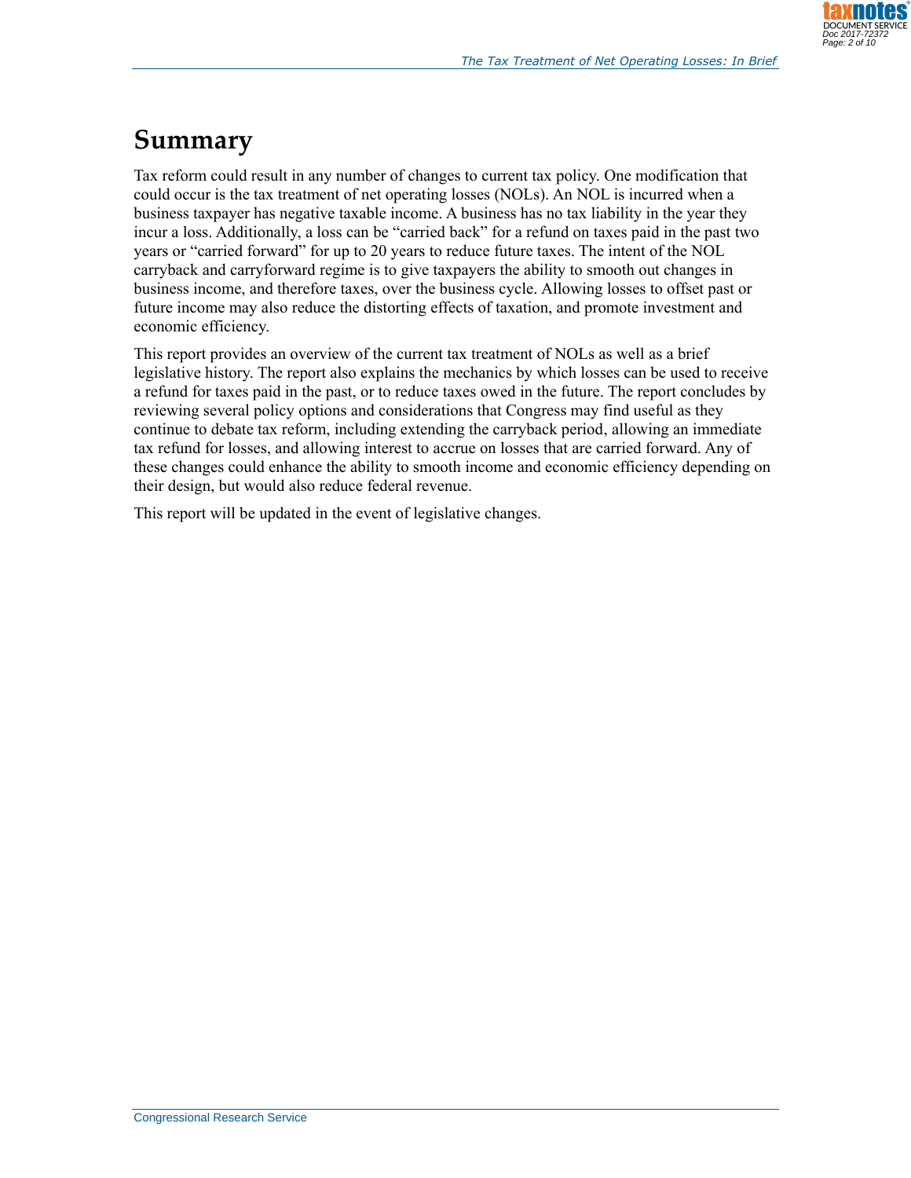# Summary

Tax reform could result in any number of changes to current tax policy. One modification that could occur is the tax treatment of net operating losses (NOLs). An NOL is incurred when a business taxpayer has negative taxable income. A business has no tax liability in the year they incur a loss. Additionally, a loss can be "carried back" for a refund on taxes paid in the past two years or "carried forward" for up to 20 years to reduce future taxes. The intent of the NOL carryback and carryforward regime is to give taxpayers the ability to smooth out changes in business income, and therefore taxes, over the business cycle. Allowing losses to offset past or future income may also reduce the distorting effects of taxation, and promote investment and economic efficiency.

This report provides an overview of the current tax treatment of NOLs as well as a brief legislative history. The report also explains the mechanics by which losses can be used to receive a refund for taxes paid in the past, or to reduce taxes owed in the future. The report concludes by reviewing several policy options and considerations that Congress may find useful as they continue to debate tax reform, including extending the carryback period, allowing an immediate tax refund for losses, and allowing interest to accrue on losses that are carried forward. Any of these changes could enhance the ability to smooth income and economic efficiency depending on their design, but would also reduce federal revenue.

This report will be updated in the event of legislative changes.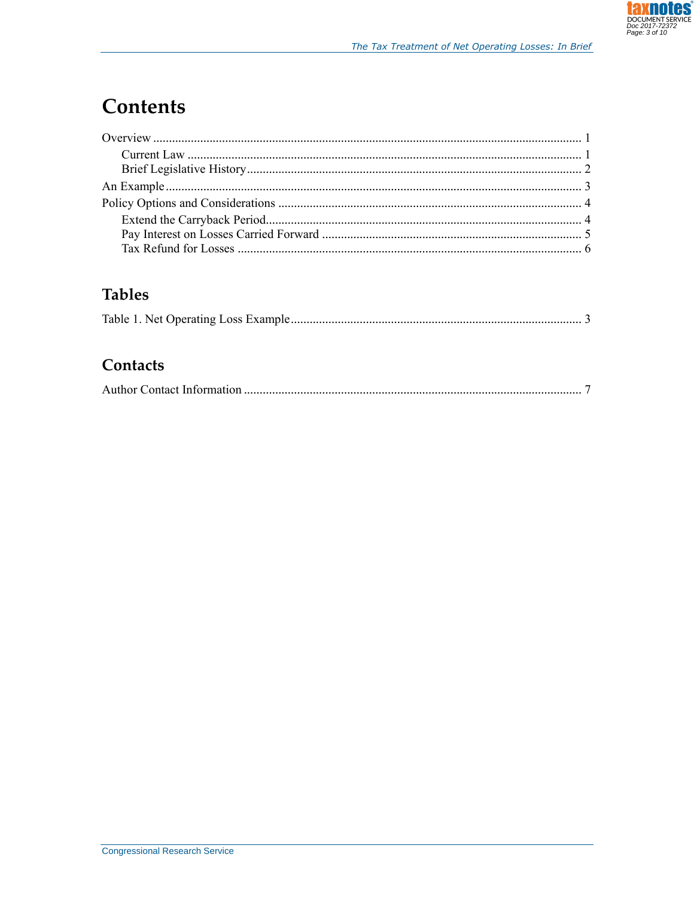# Contents

Overview ............................................................................................................................ 1

  Current Law ................................................................................................................. 1

  Brief Legislative History .............................................................................................. 2

An Example ......................................................................................................................... 3

Policy Options and Considerations ..................................................................................... 4

  Extend the Carryback Period ......................................................................................... 4

  Pay Interest on Losses Carried Forward ....................................................................... 5

  Tax Refund for Losses .................................................................................................. 6

## Tables

Table 1. Net Operating Loss Example ................................................................................. 3

## Contacts

Author Contact Information ................................................................................................ 7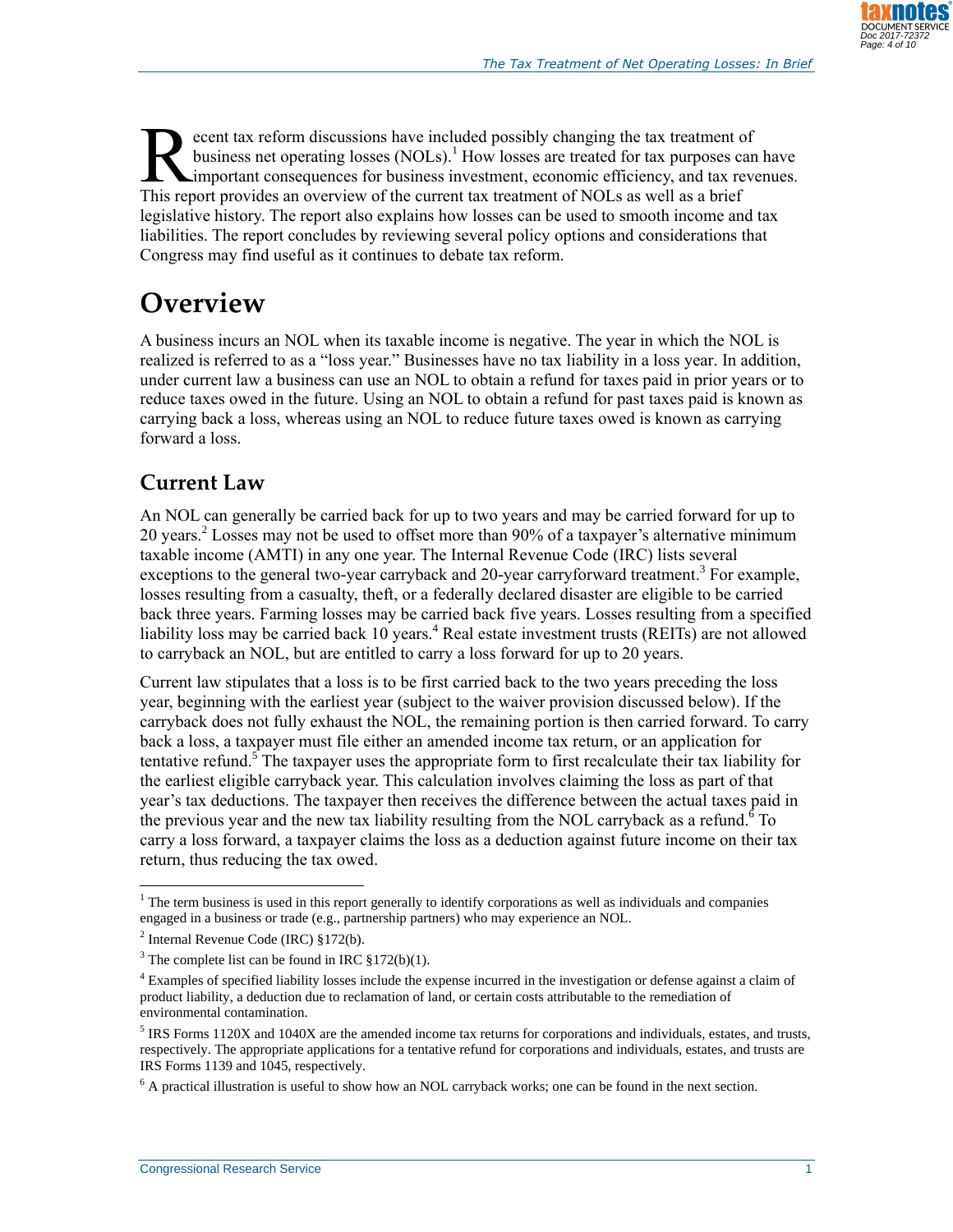Recent tax reform discussions have included possibly changing the tax treatment of business net operating losses (NOLs).[1] How losses are treated for tax purposes can have important consequences for business investment, economic efficiency, and tax revenues. This report provides an overview of the current tax treatment of NOLs as well as a brief legislative history. The report also explains how losses can be used to smooth income and tax liabilities. The report concludes by reviewing several policy options and considerations that Congress may find useful as it continues to debate tax reform.

# Overview

A business incurs an NOL when its taxable income is negative. The year in which the NOL is realized is referred to as a "loss year." Businesses have no tax liability in a loss year. In addition, under current law a business can use an NOL to obtain a refund for taxes paid in prior years or to reduce taxes owed in the future. Using an NOL to obtain a refund for past taxes paid is known as carrying back a loss, whereas using an NOL to reduce future taxes owed is known as carrying forward a loss.

## Current Law

An NOL can generally be carried back for up to two years and may be carried forward for up to 20 years.[2] Losses may not be used to offset more than 90% of a taxpayer's alternative minimum taxable income (AMTI) in any one year. The Internal Revenue Code (IRC) lists several exceptions to the general two-year carryback and 20-year carryforward treatment.[3] For example, losses resulting from a casualty, theft, or a federally declared disaster are eligible to be carried back three years. Farming losses may be carried back five years. Losses resulting from a specified liability loss may be carried back 10 years.[4] Real estate investment trusts (REITs) are not allowed to carryback an NOL, but are entitled to carry a loss forward for up to 20 years.

Current law stipulates that a loss is to be first carried back to the two years preceding the loss year, beginning with the earliest year (subject to the waiver provision discussed below). If the carryback does not fully exhaust the NOL, the remaining portion is then carried forward. To carry back a loss, a taxpayer must file either an amended income tax return, or an application for tentative refund.[5] The taxpayer uses the appropriate form to first recalculate their tax liability for the earliest eligible carryback year. This calculation involves claiming the loss as part of that year's tax deductions. The taxpayer then receives the difference between the actual taxes paid in the previous year and the new tax liability resulting from the NOL carryback as a refund.[6] To carry a loss forward, a taxpayer claims the loss as a deduction against future income on their tax return, thus reducing the tax owed.

---

[1] The term business is used in this report generally to identify corporations as well as individuals and companies engaged in a business or trade (e.g., partnership partners) who may experience an NOL.

[2] Internal Revenue Code (IRC) §172(b).

[3] The complete list can be found in IRC §172(b)(1).

[4] Examples of specified liability losses include the expense incurred in the investigation or defense against a claim of product liability, a deduction due to reclamation of land, or certain costs attributable to the remediation of environmental contamination.

[5] IRS Forms 1120X and 1040X are the amended income tax returns for corporations and individuals, estates, and trusts, respectively. The appropriate applications for a tentative refund for corporations and individuals, estates, and trusts are IRS Forms 1139 and 1045, respectively.

[6] A practical illustration is useful to show how an NOL carryback works; one can be found in the next section.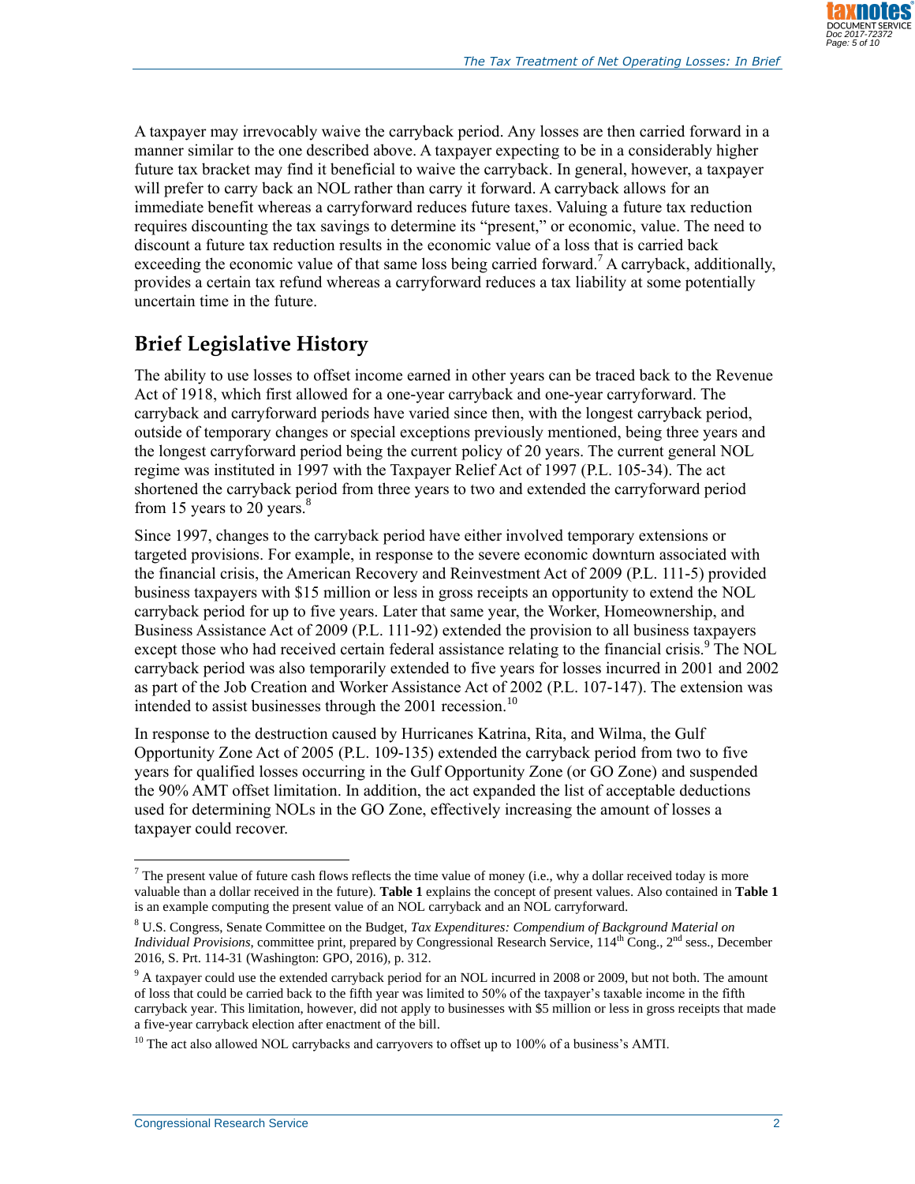A taxpayer may irrevocably waive the carryback period. Any losses are then carried forward in a manner similar to the one described above. A taxpayer expecting to be in a considerably higher future tax bracket may find it beneficial to waive the carryback. In general, however, a taxpayer will prefer to carry back an NOL rather than carry it forward. A carryback allows for an immediate benefit whereas a carryforward reduces future taxes. Valuing a future tax reduction requires discounting the tax savings to determine its "present," or economic, value. The need to discount a future tax reduction results in the economic value of a loss that is carried back exceeding the economic value of that same loss being carried forward.[7] A carryback, additionally, provides a certain tax refund whereas a carryforward reduces a tax liability at some potentially uncertain time in the future.

## Brief Legislative History

The ability to use losses to offset income earned in other years can be traced back to the Revenue Act of 1918, which first allowed for a one-year carryback and one-year carryforward. The carryback and carryforward periods have varied since then, with the longest carryback period, outside of temporary changes or special exceptions previously mentioned, being three years and the longest carryforward period being the current policy of 20 years. The current general NOL regime was instituted in 1997 with the Taxpayer Relief Act of 1997 (P.L. 105-34). The act shortened the carryback period from three years to two and extended the carryforward period from 15 years to 20 years.[8]

Since 1997, changes to the carryback period have either involved temporary extensions or targeted provisions. For example, in response to the severe economic downturn associated with the financial crisis, the American Recovery and Reinvestment Act of 2009 (P.L. 111-5) provided business taxpayers with $15 million or less in gross receipts an opportunity to extend the NOL carryback period for up to five years. Later that same year, the Worker, Homeownership, and Business Assistance Act of 2009 (P.L. 111-92) extended the provision to all business taxpayers except those who had received certain federal assistance relating to the financial crisis.[9] The NOL carryback period was also temporarily extended to five years for losses incurred in 2001 and 2002 as part of the Job Creation and Worker Assistance Act of 2002 (P.L. 107-147). The extension was intended to assist businesses through the 2001 recession.[10]

In response to the destruction caused by Hurricanes Katrina, Rita, and Wilma, the Gulf Opportunity Zone Act of 2005 (P.L. 109-135) extended the carryback period from two to five years for qualified losses occurring in the Gulf Opportunity Zone (or GO Zone) and suspended the 90% AMT offset limitation. In addition, the act expanded the list of acceptable deductions used for determining NOLs in the GO Zone, effectively increasing the amount of losses a taxpayer could recover.

---

[7] The present value of future cash flows reflects the time value of money (i.e., why a dollar received today is more valuable than a dollar received in the future). **Table 1** explains the concept of present values. Also contained in **Table 1** is an example computing the present value of an NOL carryback and an NOL carryforward.

[8] U.S. Congress, Senate Committee on the Budget, *Tax Expenditures: Compendium of Background Material on Individual Provisions*, committee print, prepared by Congressional Research Service, 114th Cong., 2nd sess., December 2016, S. Prt. 114-31 (Washington: GPO, 2016), p. 312.

[9] A taxpayer could use the extended carryback period for an NOL incurred in 2008 or 2009, but not both. The amount of loss that could be carried back to the fifth year was limited to 50% of the taxpayer's taxable income in the fifth carryback year. This limitation, however, did not apply to businesses with $5 million or less in gross receipts that made a five-year carryback election after enactment of the bill.

[10] The act also allowed NOL carrybacks and carryovers to offset up to 100% of a business's AMTI.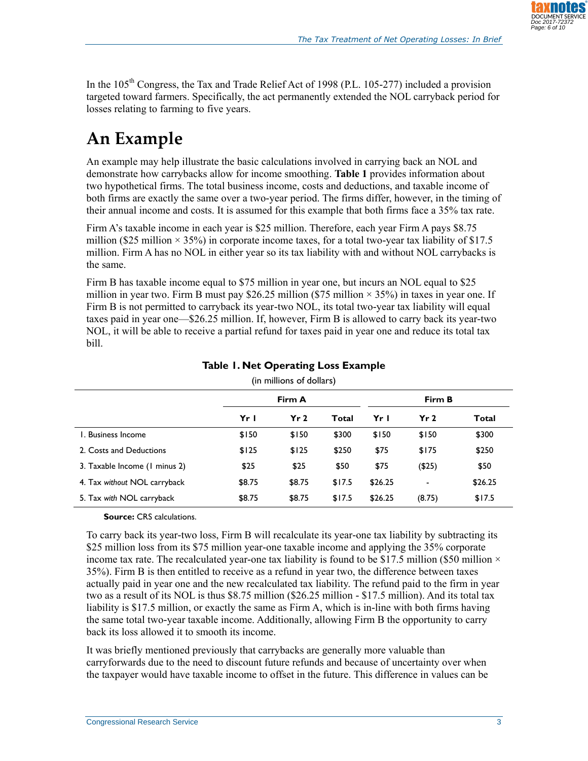In the 105th Congress, the Tax and Trade Relief Act of 1998 (P.L. 105-277) included a provision targeted toward farmers. Specifically, the act permanently extended the NOL carryback period for losses relating to farming to five years.

# An Example

An example may help illustrate the basic calculations involved in carrying back an NOL and demonstrate how carrybacks allow for income smoothing. **Table 1** provides information about two hypothetical firms. The total business income, costs and deductions, and taxable income of both firms are exactly the same over a two-year period. The firms differ, however, in the timing of their annual income and costs. It is assumed for this example that both firms face a 35% tax rate.

Firm A's taxable income in each year is $25 million. Therefore, each year Firm A pays $8.75 million ($25 million × 35%) in corporate income taxes, for a total two-year tax liability of $17.5 million. Firm A has no NOL in either year so its tax liability with and without NOL carrybacks is the same.

Firm B has taxable income equal to $75 million in year one, but incurs an NOL equal to $25 million in year two. Firm B must pay $26.25 million ($75 million × 35%) in taxes in year one. If Firm B is not permitted to carryback its year-two NOL, its total two-year tax liability will equal taxes paid in year one—$26.25 million. If, however, Firm B is allowed to carry back its year-two NOL, it will be able to receive a partial refund for taxes paid in year one and reduce its total tax bill.

**Table 1. Net Operating Loss Example**

(in millions of dollars)

| | Firm A | | | Firm B | | |
|---|---|---|---|---|---|---|
| | **Yr 1** | **Yr 2** | **Total** | **Yr 1** | **Yr 2** | **Total** |
| 1. Business Income | $150 | $150 | $300 | $150 | $150 | $300 |
| 2. Costs and Deductions | $125 | $125 | $250 | $75 | $175 | $250 |
| 3. Taxable Income (1 minus 2) | $25 | $25 | $50 | $75 | ($25) | $50 |
| 4. Tax *without* NOL carryback | $8.75 | $8.75 | $17.5 | $26.25 | - | $26.25 |
| 5. Tax *with* NOL carryback | $8.75 | $8.75 | $17.5 | $26.25 | (8.75) | $17.5 |

**Source:** CRS calculations.

To carry back its year-two loss, Firm B will recalculate its year-one tax liability by subtracting its $25 million loss from its $75 million year-one taxable income and applying the 35% corporate income tax rate. The recalculated year-one tax liability is found to be $17.5 million ($50 million × 35%). Firm B is then entitled to receive as a refund in year two, the difference between taxes actually paid in year one and the new recalculated tax liability. The refund paid to the firm in year two as a result of its NOL is thus $8.75 million ($26.25 million - $17.5 million). And its total tax liability is $17.5 million, or exactly the same as Firm A, which is in-line with both firms having the same total two-year taxable income. Additionally, allowing Firm B the opportunity to carry back its loss allowed it to smooth its income.

It was briefly mentioned previously that carrybacks are generally more valuable than carryforwards due to the need to discount future refunds and because of uncertainty over when the taxpayer would have taxable income to offset in the future. This difference in values can be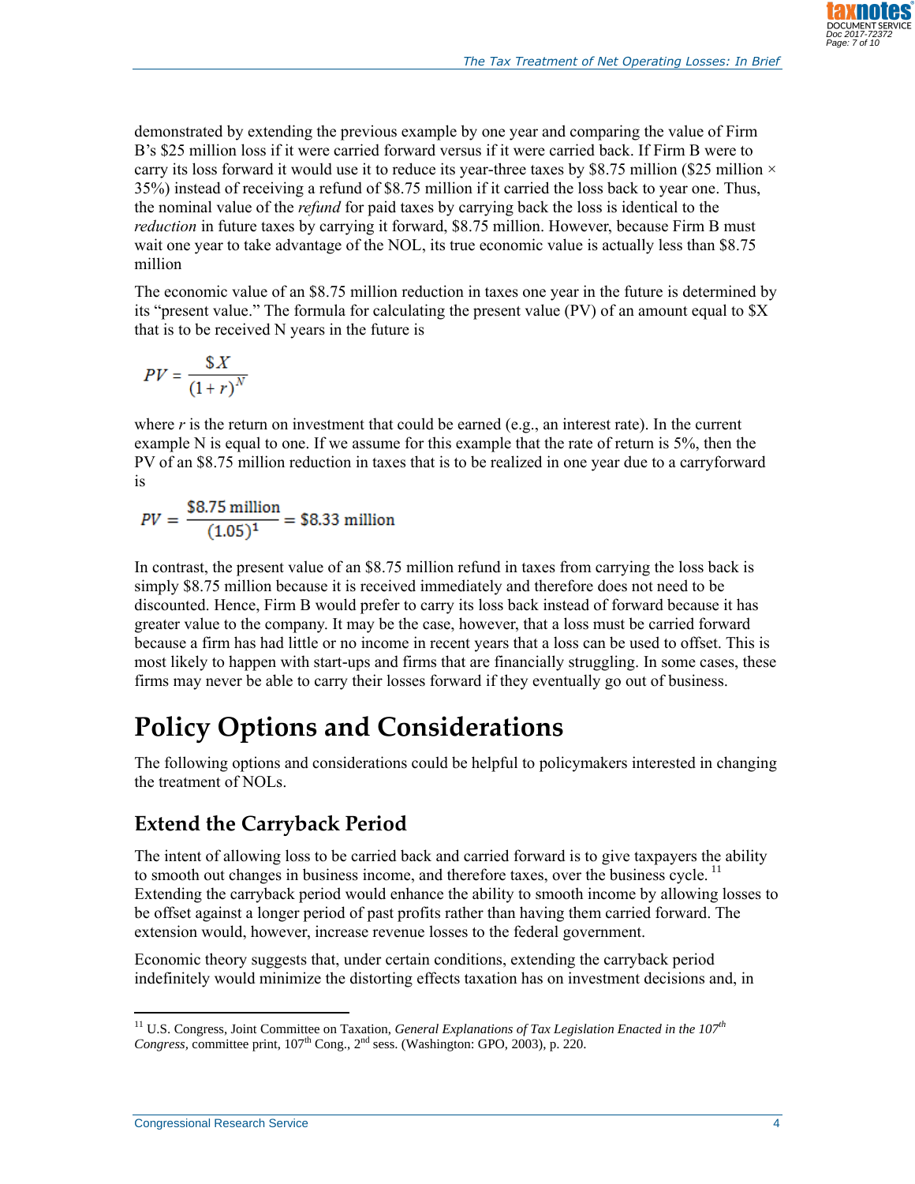demonstrated by extending the previous example by one year and comparing the value of Firm B's $25 million loss if it were carried forward versus if it were carried back. If Firm B were to carry its loss forward it would use it to reduce its year-three taxes by $8.75 million ($25 million × 35%) instead of receiving a refund of $8.75 million if it carried the loss back to year one. Thus, the nominal value of the *refund* for paid taxes by carrying back the loss is identical to the *reduction* in future taxes by carrying it forward, $8.75 million. However, because Firm B must wait one year to take advantage of the NOL, its true economic value is actually less than $8.75 million

The economic value of an $8.75 million reduction in taxes one year in the future is determined by its "present value." The formula for calculating the present value (PV) of an amount equal to $X that is to be received N years in the future is

$$PV = \frac{\$X}{(1+r)^N}$$

where *r* is the return on investment that could be earned (e.g., an interest rate). In the current example N is equal to one. If we assume for this example that the rate of return is 5%, then the PV of an $8.75 million reduction in taxes that is to be realized in one year due to a carryforward is

$$PV = \frac{\$8.75 \text{ million}}{(1.05)^1} = \$8.33 \text{ million}$$

In contrast, the present value of an $8.75 million refund in taxes from carrying the loss back is simply $8.75 million because it is received immediately and therefore does not need to be discounted. Hence, Firm B would prefer to carry its loss back instead of forward because it has greater value to the company. It may be the case, however, that a loss must be carried forward because a firm has had little or no income in recent years that a loss can be used to offset. This is most likely to happen with start-ups and firms that are financially struggling. In some cases, these firms may never be able to carry their losses forward if they eventually go out of business.

# Policy Options and Considerations

The following options and considerations could be helpful to policymakers interested in changing the treatment of NOLs.

## Extend the Carryback Period

The intent of allowing loss to be carried back and carried forward is to give taxpayers the ability to smooth out changes in business income, and therefore taxes, over the business cycle.[11] Extending the carryback period would enhance the ability to smooth income by allowing losses to be offset against a longer period of past profits rather than having them carried forward. The extension would, however, increase revenue losses to the federal government.

Economic theory suggests that, under certain conditions, extending the carryback period indefinitely would minimize the distorting effects taxation has on investment decisions and, in

[11] U.S. Congress, Joint Committee on Taxation, *General Explanations of Tax Legislation Enacted in the 107th Congress*, committee print, 107th Cong., 2nd sess. (Washington: GPO, 2003), p. 220.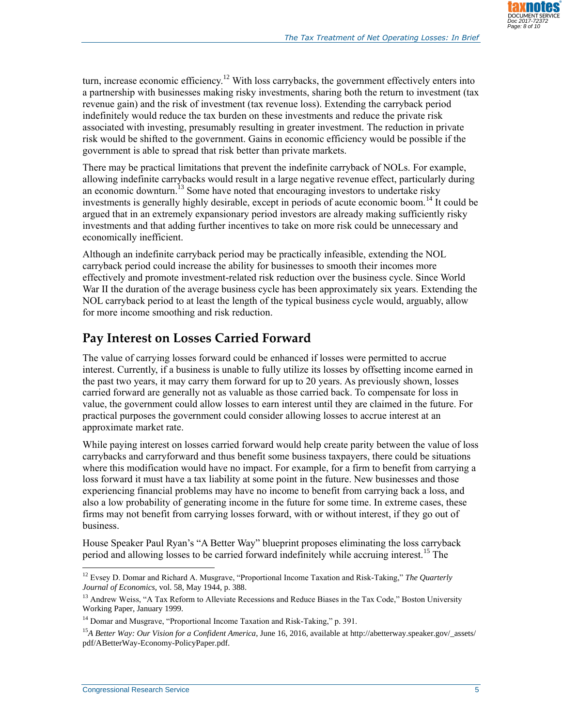turn, increase economic efficiency.[12] With loss carrybacks, the government effectively enters into a partnership with businesses making risky investments, sharing both the return to investment (tax revenue gain) and the risk of investment (tax revenue loss). Extending the carryback period indefinitely would reduce the tax burden on these investments and reduce the private risk associated with investing, presumably resulting in greater investment. The reduction in private risk would be shifted to the government. Gains in economic efficiency would be possible if the government is able to spread that risk better than private markets.

There may be practical limitations that prevent the indefinite carryback of NOLs. For example, allowing indefinite carrybacks would result in a large negative revenue effect, particularly during an economic downturn.[13] Some have noted that encouraging investors to undertake risky investments is generally highly desirable, except in periods of acute economic boom.[14] It could be argued that in an extremely expansionary period investors are already making sufficiently risky investments and that adding further incentives to take on more risk could be unnecessary and economically inefficient.

Although an indefinite carryback period may be practically infeasible, extending the NOL carryback period could increase the ability for businesses to smooth their incomes more effectively and promote investment-related risk reduction over the business cycle. Since World War II the duration of the average business cycle has been approximately six years. Extending the NOL carryback period to at least the length of the typical business cycle would, arguably, allow for more income smoothing and risk reduction.

## Pay Interest on Losses Carried Forward

The value of carrying losses forward could be enhanced if losses were permitted to accrue interest. Currently, if a business is unable to fully utilize its losses by offsetting income earned in the past two years, it may carry them forward for up to 20 years. As previously shown, losses carried forward are generally not as valuable as those carried back. To compensate for loss in value, the government could allow losses to earn interest until they are claimed in the future. For practical purposes the government could consider allowing losses to accrue interest at an approximate market rate.

While paying interest on losses carried forward would help create parity between the value of loss carrybacks and carryforward and thus benefit some business taxpayers, there could be situations where this modification would have no impact. For example, for a firm to benefit from carrying a loss forward it must have a tax liability at some point in the future. New businesses and those experiencing financial problems may have no income to benefit from carrying back a loss, and also a low probability of generating income in the future for some time. In extreme cases, these firms may not benefit from carrying losses forward, with or without interest, if they go out of business.

House Speaker Paul Ryan's "A Better Way" blueprint proposes eliminating the loss carryback period and allowing losses to be carried forward indefinitely while accruing interest.[15] The

---

[12] Evsey D. Domar and Richard A. Musgrave, "Proportional Income Taxation and Risk-Taking," *The Quarterly Journal of Economics*, vol. 58, May 1944, p. 388.

[13] Andrew Weiss, "A Tax Reform to Alleviate Recessions and Reduce Biases in the Tax Code," Boston University Working Paper, January 1999.

[14] Domar and Musgrave, "Proportional Income Taxation and Risk-Taking," p. 391.

[15] *A Better Way: Our Vision for a Confident America*, June 16, 2016, available at http://abetterway.speaker.gov/_assets/pdf/ABetterWay-Economy-PolicyPaper.pdf.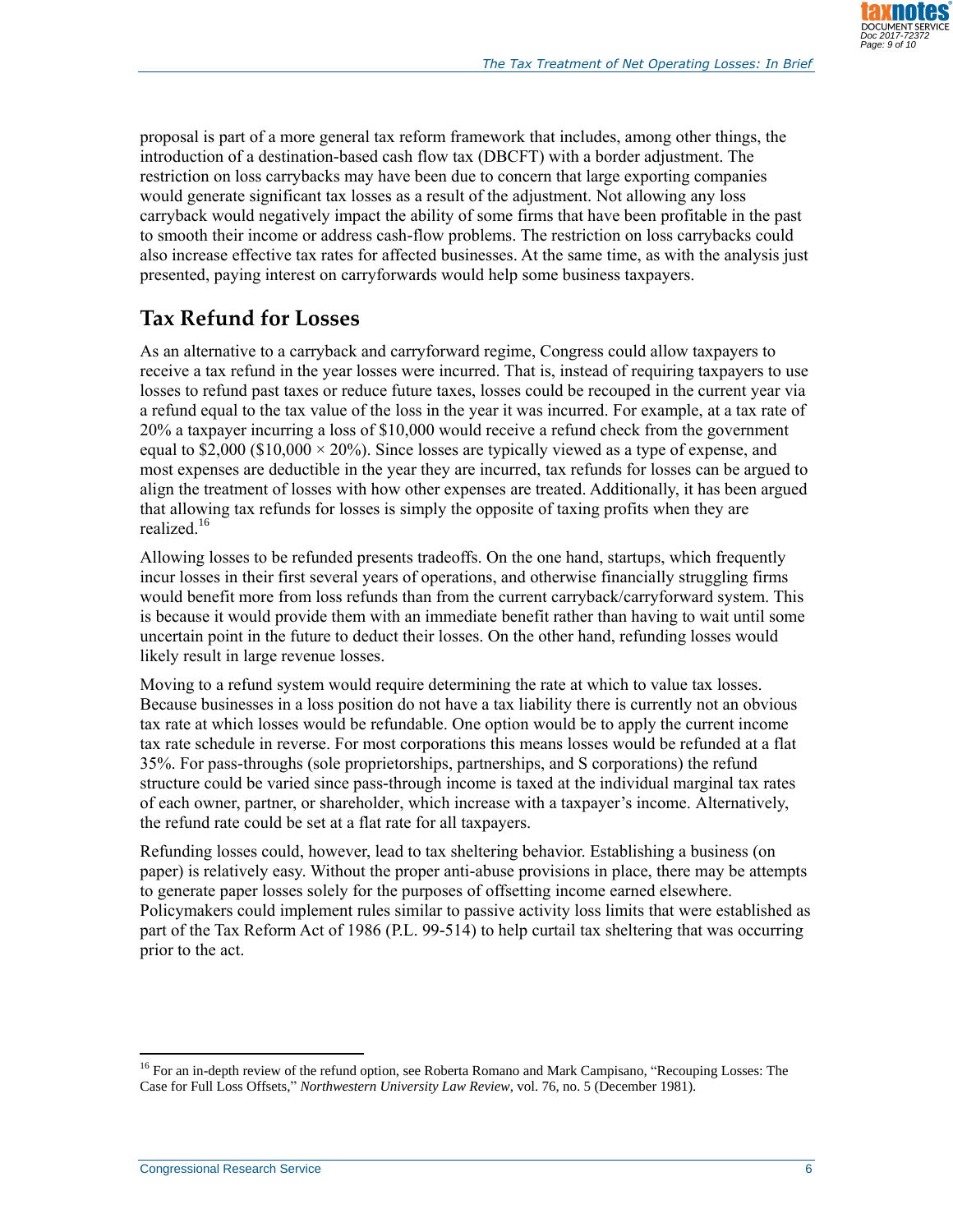proposal is part of a more general tax reform framework that includes, among other things, the introduction of a destination-based cash flow tax (DBCFT) with a border adjustment. The restriction on loss carrybacks may have been due to concern that large exporting companies would generate significant tax losses as a result of the adjustment. Not allowing any loss carryback would negatively impact the ability of some firms that have been profitable in the past to smooth their income or address cash-flow problems. The restriction on loss carrybacks could also increase effective tax rates for affected businesses. At the same time, as with the analysis just presented, paying interest on carryforwards would help some business taxpayers.

## Tax Refund for Losses

As an alternative to a carryback and carryforward regime, Congress could allow taxpayers to receive a tax refund in the year losses were incurred. That is, instead of requiring taxpayers to use losses to refund past taxes or reduce future taxes, losses could be recouped in the current year via a refund equal to the tax value of the loss in the year it was incurred. For example, at a tax rate of 20% a taxpayer incurring a loss of $10,000 would receive a refund check from the government equal to $2,000 ($10,000 × 20%). Since losses are typically viewed as a type of expense, and most expenses are deductible in the year they are incurred, tax refunds for losses can be argued to align the treatment of losses with how other expenses are treated. Additionally, it has been argued that allowing tax refunds for losses is simply the opposite of taxing profits when they are realized.[16]

Allowing losses to be refunded presents tradeoffs. On the one hand, startups, which frequently incur losses in their first several years of operations, and otherwise financially struggling firms would benefit more from loss refunds than from the current carryback/carryforward system. This is because it would provide them with an immediate benefit rather than having to wait until some uncertain point in the future to deduct their losses. On the other hand, refunding losses would likely result in large revenue losses.

Moving to a refund system would require determining the rate at which to value tax losses. Because businesses in a loss position do not have a tax liability there is currently not an obvious tax rate at which losses would be refundable. One option would be to apply the current income tax rate schedule in reverse. For most corporations this means losses would be refunded at a flat 35%. For pass-throughs (sole proprietorships, partnerships, and S corporations) the refund structure could be varied since pass-through income is taxed at the individual marginal tax rates of each owner, partner, or shareholder, which increase with a taxpayer's income. Alternatively, the refund rate could be set at a flat rate for all taxpayers.

Refunding losses could, however, lead to tax sheltering behavior. Establishing a business (on paper) is relatively easy. Without the proper anti-abuse provisions in place, there may be attempts to generate paper losses solely for the purposes of offsetting income earned elsewhere. Policymakers could implement rules similar to passive activity loss limits that were established as part of the Tax Reform Act of 1986 (P.L. 99-514) to help curtail tax sheltering that was occurring prior to the act.

---

[16] For an in-depth review of the refund option, see Roberta Romano and Mark Campisano, "Recouping Losses: The Case for Full Loss Offsets," *Northwestern University Law Review*, vol. 76, no. 5 (December 1981).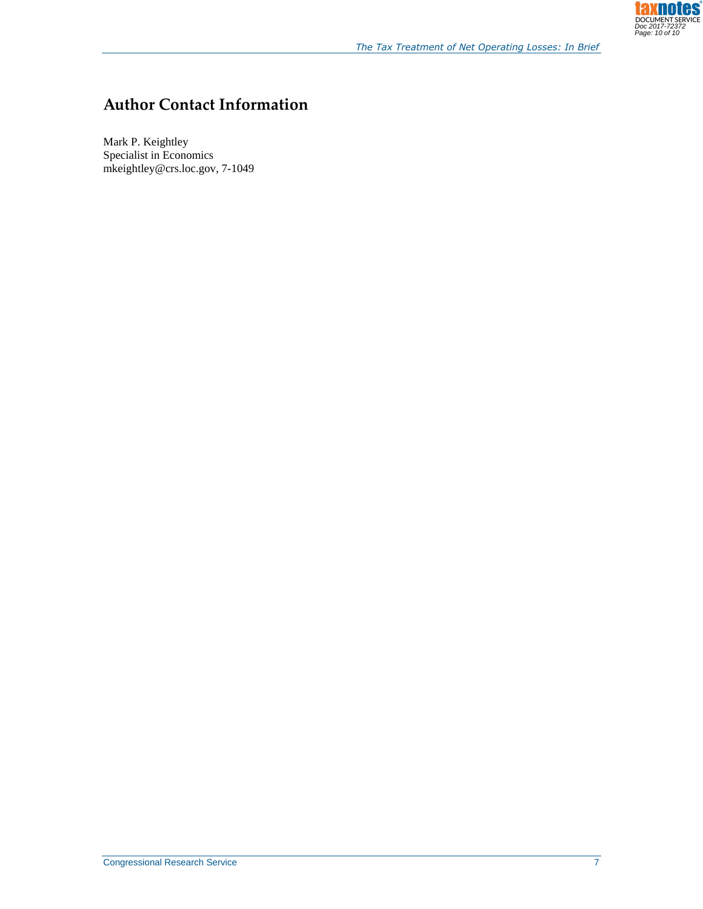## Author Contact Information

Mark P. Keightley
Specialist in Economics
mkeightley@crs.loc.gov, 7-1049